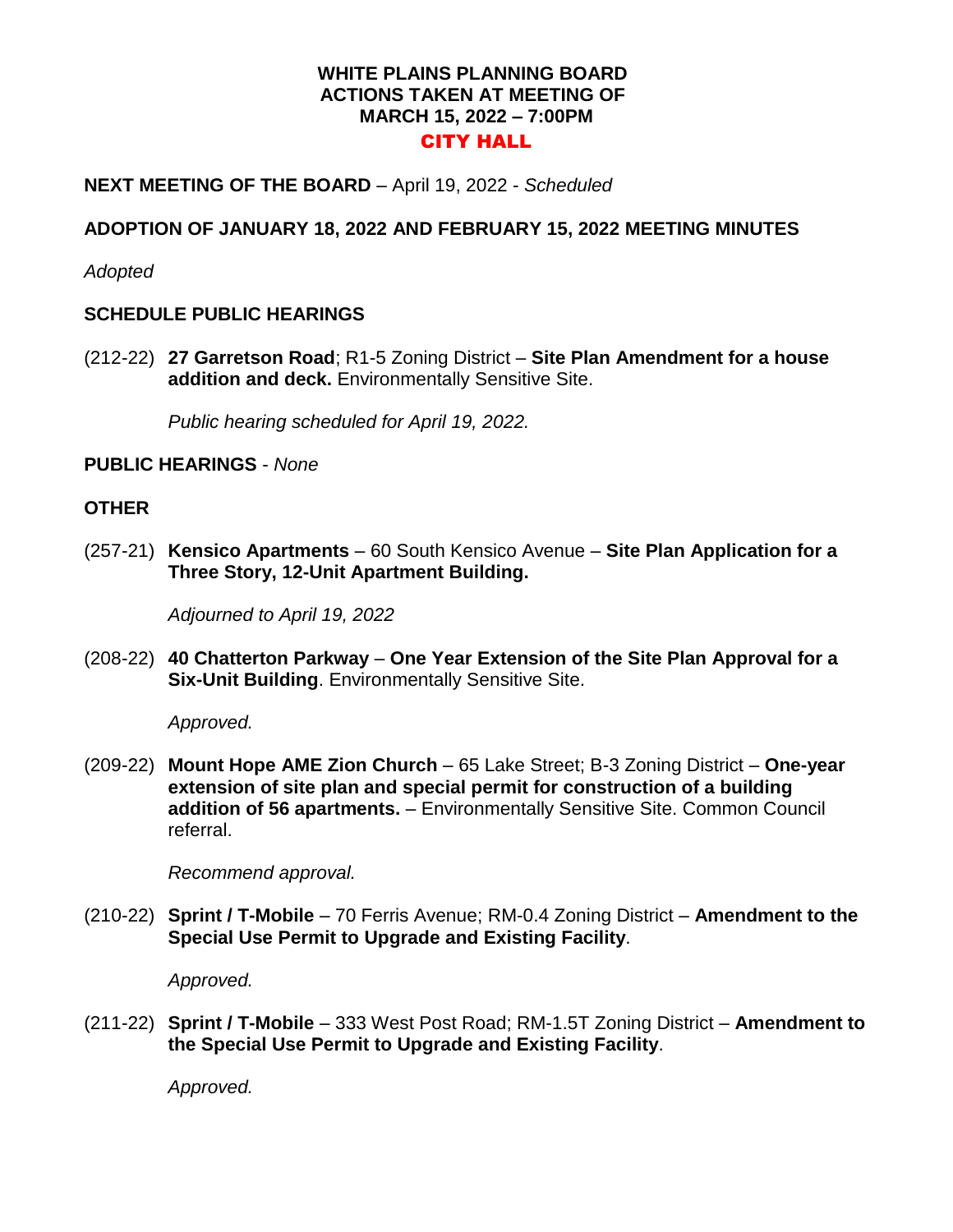# WHITE PLAINS PLANNING BOARD
## ACTIONS TAKEN AT MEETING OF
## MARCH 15, 2022 – 7:00PM
## CITY HALL

**NEXT MEETING OF THE BOARD** – April 19, 2022 - *Scheduled*

**ADOPTION OF JANUARY 18, 2022 AND FEBRUARY 15, 2022 MEETING MINUTES**

*Adopted*

**SCHEDULE PUBLIC HEARINGS**

(212-22) **27 Garretson Road**; R1-5 Zoning District – **Site Plan Amendment for a house addition and deck.** Environmentally Sensitive Site.

*Public hearing scheduled for April 19, 2022.*

**PUBLIC HEARINGS** - *None*

**OTHER**

(257-21) **Kensico Apartments** – 60 South Kensico Avenue – **Site Plan Application for a Three Story, 12-Unit Apartment Building.**

*Adjourned to April 19, 2022*

(208-22) **40 Chatterton Parkway** – **One Year Extension of the Site Plan Approval for a Six-Unit Building**. Environmentally Sensitive Site.

*Approved.*

(209-22) **Mount Hope AME Zion Church** – 65 Lake Street; B-3 Zoning District – **One-year extension of site plan and special permit for construction of a building addition of 56 apartments.** – Environmentally Sensitive Site. Common Council referral.

*Recommend approval.*

(210-22) **Sprint / T-Mobile** – 70 Ferris Avenue; RM-0.4 Zoning District – **Amendment to the Special Use Permit to Upgrade and Existing Facility**.

*Approved.*

(211-22) **Sprint / T-Mobile** – 333 West Post Road; RM-1.5T Zoning District – **Amendment to the Special Use Permit to Upgrade and Existing Facility**.

*Approved.*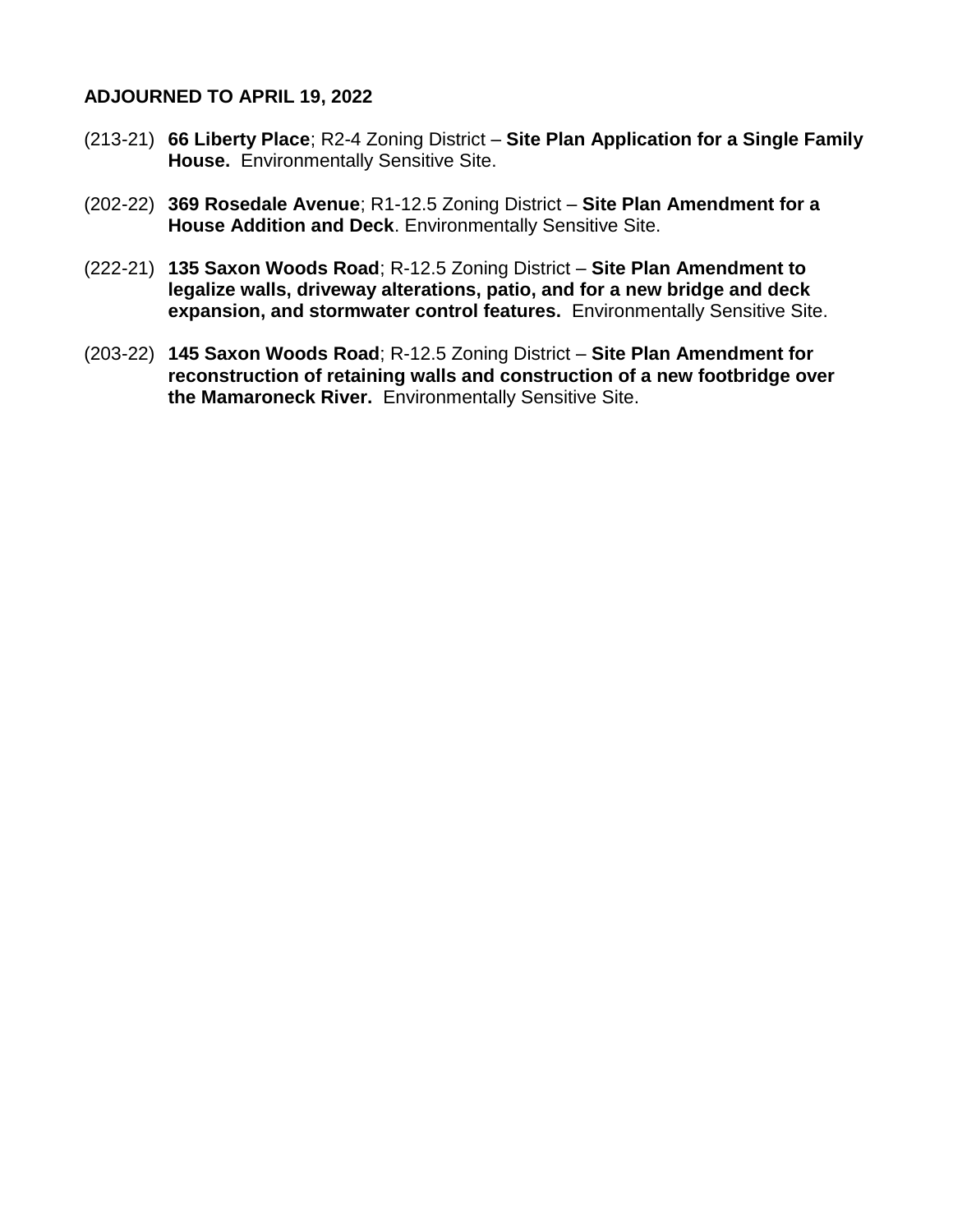**ADJOURNED TO APRIL 19, 2022**

(213-21) **66 Liberty Place**; R2-4 Zoning District – **Site Plan Application for a Single Family House.** Environmentally Sensitive Site.

(202-22) **369 Rosedale Avenue**; R1-12.5 Zoning District – **Site Plan Amendment for a House Addition and Deck**. Environmentally Sensitive Site.

(222-21) **135 Saxon Woods Road**; R-12.5 Zoning District – **Site Plan Amendment to legalize walls, driveway alterations, patio, and for a new bridge and deck expansion, and stormwater control features.** Environmentally Sensitive Site.

(203-22) **145 Saxon Woods Road**; R-12.5 Zoning District – **Site Plan Amendment for reconstruction of retaining walls and construction of a new footbridge over the Mamaroneck River.** Environmentally Sensitive Site.